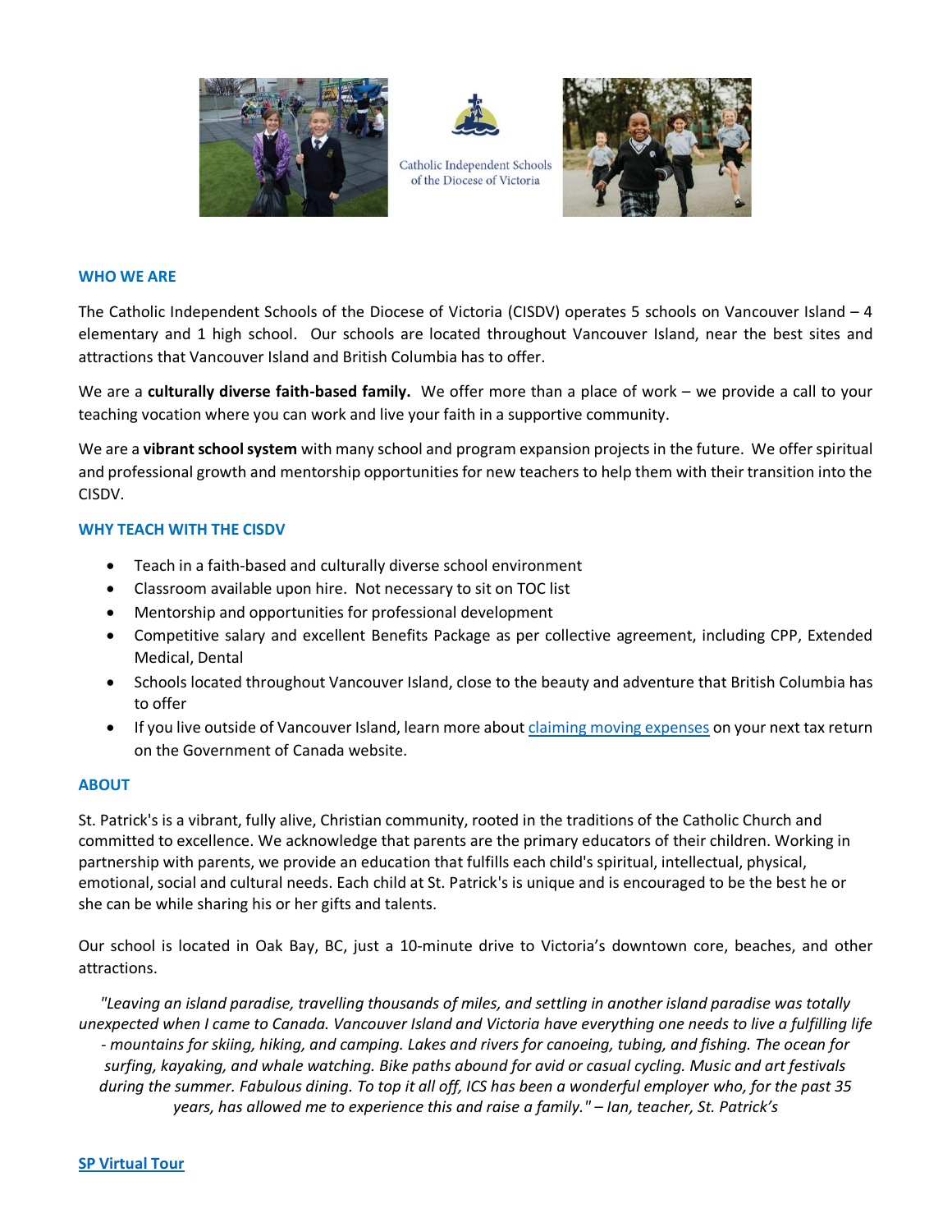Catholic Independent Schools of the Diocese of Victoria

## WHO WE ARE

The Catholic Independent Schools of the Diocese of Victoria (CISDV) operates 5 schools on Vancouver Island – 4 elementary and 1 high school. Our schools are located throughout Vancouver Island, near the best sites and attractions that Vancouver Island and British Columbia has to offer.

We are a **culturally diverse faith-based family.** We offer more than a place of work – we provide a call to your teaching vocation where you can work and live your faith in a supportive community.

We are a **vibrant school system** with many school and program expansion projects in the future. We offer spiritual and professional growth and mentorship opportunities for new teachers to help them with their transition into the CISDV.

## WHY TEACH WITH THE CISDV

- Teach in a faith-based and culturally diverse school environment
- Classroom available upon hire. Not necessary to sit on TOC list
- Mentorship and opportunities for professional development
- Competitive salary and excellent Benefits Package as per collective agreement, including CPP, Extended Medical, Dental
- Schools located throughout Vancouver Island, close to the beauty and adventure that British Columbia has to offer
- If you live outside of Vancouver Island, learn more about claiming moving expenses on your next tax return on the Government of Canada website.

## ABOUT

St. Patrick's is a vibrant, fully alive, Christian community, rooted in the traditions of the Catholic Church and committed to excellence. We acknowledge that parents are the primary educators of their children. Working in partnership with parents, we provide an education that fulfills each child's spiritual, intellectual, physical, emotional, social and cultural needs. Each child at St. Patrick's is unique and is encouraged to be the best he or she can be while sharing his or her gifts and talents.

Our school is located in Oak Bay, BC, just a 10-minute drive to Victoria's downtown core, beaches, and other attractions.

*"Leaving an island paradise, travelling thousands of miles, and settling in another island paradise was totally unexpected when I came to Canada. Vancouver Island and Victoria have everything one needs to live a fulfilling life - mountains for skiing, hiking, and camping. Lakes and rivers for canoeing, tubing, and fishing. The ocean for surfing, kayaking, and whale watching. Bike paths abound for avid or casual cycling. Music and art festivals during the summer. Fabulous dining. To top it all off, ICS has been a wonderful employer who, for the past 35 years, has allowed me to experience this and raise a family." – Ian, teacher, St. Patrick's*

**SP Virtual Tour**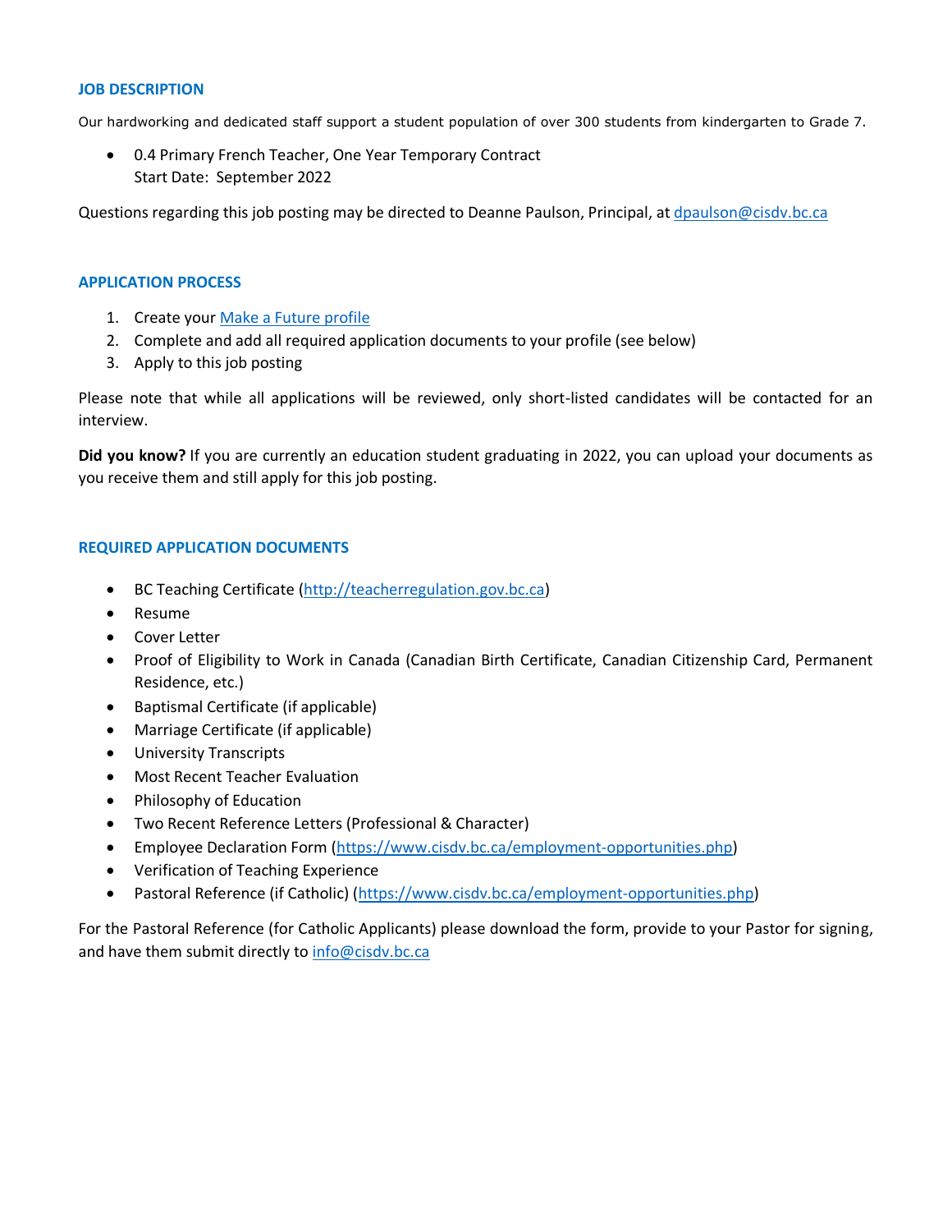## JOB DESCRIPTION

Our hardworking and dedicated staff support a student population of over 300 students from kindergarten to Grade 7.

- 0.4 Primary French Teacher, One Year Temporary Contract
  Start Date: September 2022

Questions regarding this job posting may be directed to Deanne Paulson, Principal, at dpaulson@cisdv.bc.ca

## APPLICATION PROCESS

1. Create your Make a Future profile
2. Complete and add all required application documents to your profile (see below)
3. Apply to this job posting

Please note that while all applications will be reviewed, only short-listed candidates will be contacted for an interview.

**Did you know?** If you are currently an education student graduating in 2022, you can upload your documents as you receive them and still apply for this job posting.

## REQUIRED APPLICATION DOCUMENTS

- BC Teaching Certificate (http://teacherregulation.gov.bc.ca)
- Resume
- Cover Letter
- Proof of Eligibility to Work in Canada (Canadian Birth Certificate, Canadian Citizenship Card, Permanent Residence, etc.)
- Baptismal Certificate (if applicable)
- Marriage Certificate (if applicable)
- University Transcripts
- Most Recent Teacher Evaluation
- Philosophy of Education
- Two Recent Reference Letters (Professional & Character)
- Employee Declaration Form (https://www.cisdv.bc.ca/employment-opportunities.php)
- Verification of Teaching Experience
- Pastoral Reference (if Catholic) (https://www.cisdv.bc.ca/employment-opportunities.php)

For the Pastoral Reference (for Catholic Applicants) please download the form, provide to your Pastor for signing, and have them submit directly to info@cisdv.bc.ca